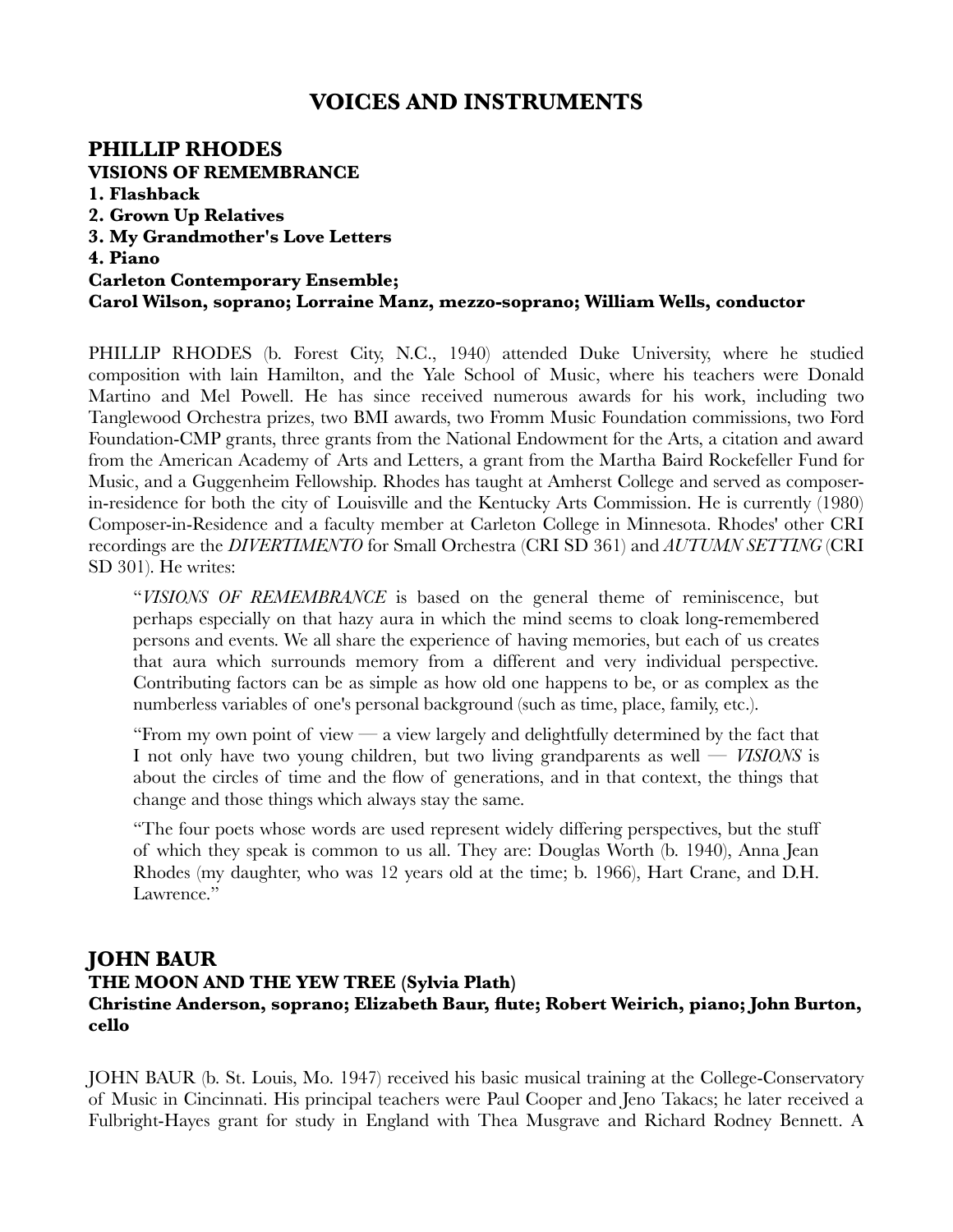# VOICES AND INSTRUMENTS

## PHILLIP RHODES

**VISIONS OF REMEMBRANCE**
**1. Flashback**
**2. Grown Up Relatives**
**3. My Grandmother's Love Letters**
**4. Piano**
**Carleton Contemporary Ensemble;**
**Carol Wilson, soprano; Lorraine Manz, mezzo-soprano; William Wells, conductor**

PHILLIP RHODES (b. Forest City, N.C., 1940) attended Duke University, where he studied composition with lain Hamilton, and the Yale School of Music, where his teachers were Donald Martino and Mel Powell. He has since received numerous awards for his work, including two Tanglewood Orchestra prizes, two BMI awards, two Fromm Music Foundation commissions, two Ford Foundation-CMP grants, three grants from the National Endowment for the Arts, a citation and award from the American Academy of Arts and Letters, a grant from the Martha Baird Rockefeller Fund for Music, and a Guggenheim Fellowship. Rhodes has taught at Amherst College and served as composer-in-residence for both the city of Louisville and the Kentucky Arts Commission. He is currently (1980) Composer-in-Residence and a faculty member at Carleton College in Minnesota. Rhodes' other CRI recordings are the *DIVERTIMENTO* for Small Orchestra (CRI SD 361) and *AUTUMN SETTING* (CRI SD 301). He writes:

> "*VISIONS OF REMEMBRANCE* is based on the general theme of reminiscence, but perhaps especially on that hazy aura in which the mind seems to cloak long-remembered persons and events. We all share the experience of having memories, but each of us creates that aura which surrounds memory from a different and very individual perspective. Contributing factors can be as simple as how old one happens to be, or as complex as the numberless variables of one's personal background (such as time, place, family, etc.).
>
> "From my own point of view — a view largely and delightfully determined by the fact that I not only have two young children, but two living grandparents as well — *VISIONS* is about the circles of time and the flow of generations, and in that context, the things that change and those things which always stay the same.
>
> "The four poets whose words are used represent widely differing perspectives, but the stuff of which they speak is common to us all. They are: Douglas Worth (b. 1940), Anna Jean Rhodes (my daughter, who was 12 years old at the time; b. 1966), Hart Crane, and D.H. Lawrence."

## JOHN BAUR

**THE MOON AND THE YEW TREE (Sylvia Plath)**
**Christine Anderson, soprano; Elizabeth Baur, flute; Robert Weirich, piano; John Burton, cello**

JOHN BAUR (b. St. Louis, Mo. 1947) received his basic musical training at the College-Conservatory of Music in Cincinnati. His principal teachers were Paul Cooper and Jeno Takacs; he later received a Fulbright-Hayes grant for study in England with Thea Musgrave and Richard Rodney Bennett. A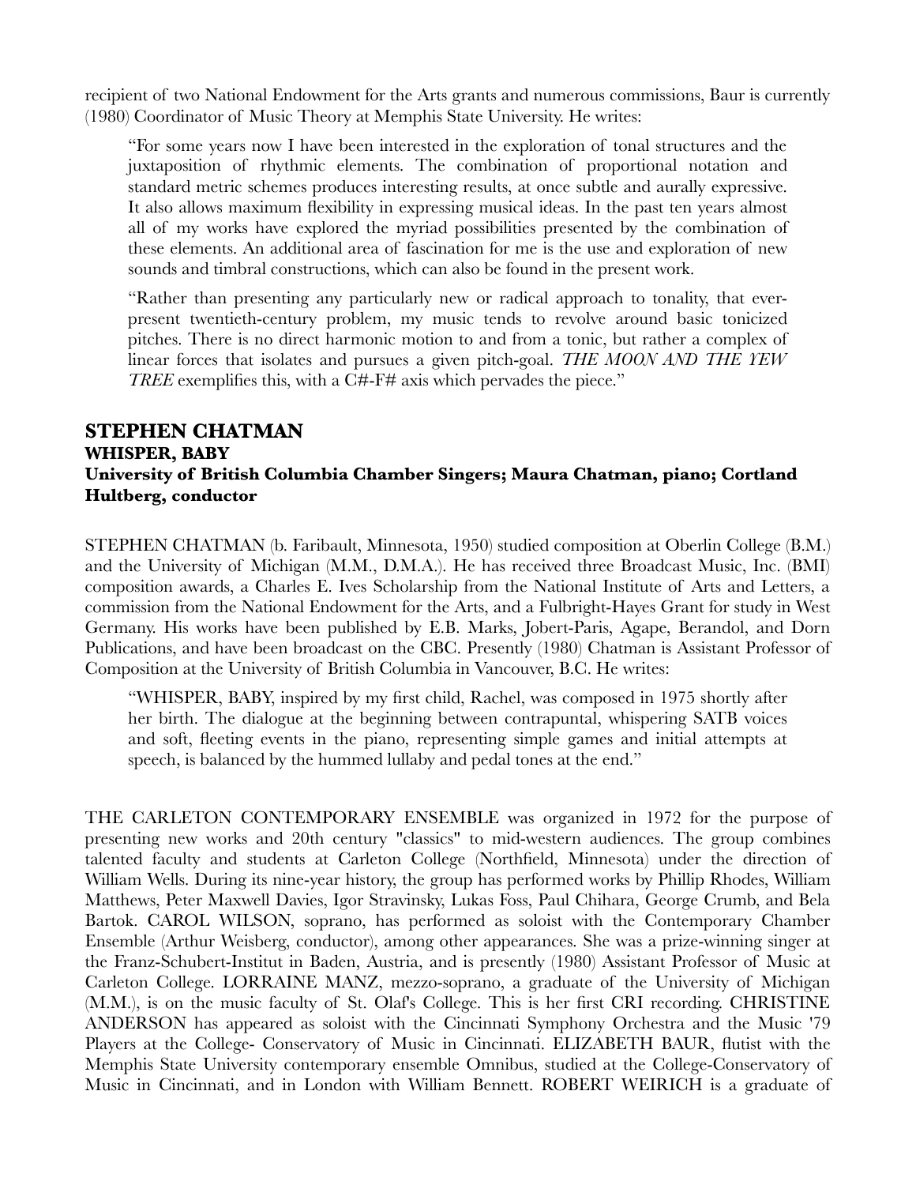recipient of two National Endowment for the Arts grants and numerous commissions, Baur is currently (1980) Coordinator of Music Theory at Memphis State University. He writes:

> "For some years now I have been interested in the exploration of tonal structures and the juxtaposition of rhythmic elements. The combination of proportional notation and standard metric schemes produces interesting results, at once subtle and aurally expressive. It also allows maximum flexibility in expressing musical ideas. In the past ten years almost all of my works have explored the myriad possibilities presented by the combination of these elements. An additional area of fascination for me is the use and exploration of new sounds and timbral constructions, which can also be found in the present work.
>
> "Rather than presenting any particularly new or radical approach to tonality, that ever-present twentieth-century problem, my music tends to revolve around basic tonicized pitches. There is no direct harmonic motion to and from a tonic, but rather a complex of linear forces that isolates and pursues a given pitch-goal. *THE MOON AND THE YEW TREE* exemplifies this, with a C#-F# axis which pervades the piece."

## STEPHEN CHATMAN
### WHISPER, BABY
### University of British Columbia Chamber Singers; Maura Chatman, piano; Cortland Hultberg, conductor

STEPHEN CHATMAN (b. Faribault, Minnesota, 1950) studied composition at Oberlin College (B.M.) and the University of Michigan (M.M., D.M.A.). He has received three Broadcast Music, Inc. (BMI) composition awards, a Charles E. Ives Scholarship from the National Institute of Arts and Letters, a commission from the National Endowment for the Arts, and a Fulbright-Hayes Grant for study in West Germany. His works have been published by E.B. Marks, Jobert-Paris, Agape, Berandol, and Dorn Publications, and have been broadcast on the CBC. Presently (1980) Chatman is Assistant Professor of Composition at the University of British Columbia in Vancouver, B.C. He writes:

> "WHISPER, BABY, inspired by my first child, Rachel, was composed in 1975 shortly after her birth. The dialogue at the beginning between contrapuntal, whispering SATB voices and soft, fleeting events in the piano, representing simple games and initial attempts at speech, is balanced by the hummed lullaby and pedal tones at the end."

THE CARLETON CONTEMPORARY ENSEMBLE was organized in 1972 for the purpose of presenting new works and 20th century "classics" to mid-western audiences. The group combines talented faculty and students at Carleton College (Northfield, Minnesota) under the direction of William Wells. During its nine-year history, the group has performed works by Phillip Rhodes, William Matthews, Peter Maxwell Davies, Igor Stravinsky, Lukas Foss, Paul Chihara, George Crumb, and Bela Bartok. CAROL WILSON, soprano, has performed as soloist with the Contemporary Chamber Ensemble (Arthur Weisberg, conductor), among other appearances. She was a prize-winning singer at the Franz-Schubert-Institut in Baden, Austria, and is presently (1980) Assistant Professor of Music at Carleton College. LORRAINE MANZ, mezzo-soprano, a graduate of the University of Michigan (M.M.), is on the music faculty of St. Olaf's College. This is her first CRI recording. CHRISTINE ANDERSON has appeared as soloist with the Cincinnati Symphony Orchestra and the Music '79 Players at the College- Conservatory of Music in Cincinnati. ELIZABETH BAUR, flutist with the Memphis State University contemporary ensemble Omnibus, studied at the College-Conservatory of Music in Cincinnati, and in London with William Bennett. ROBERT WEIRICH is a graduate of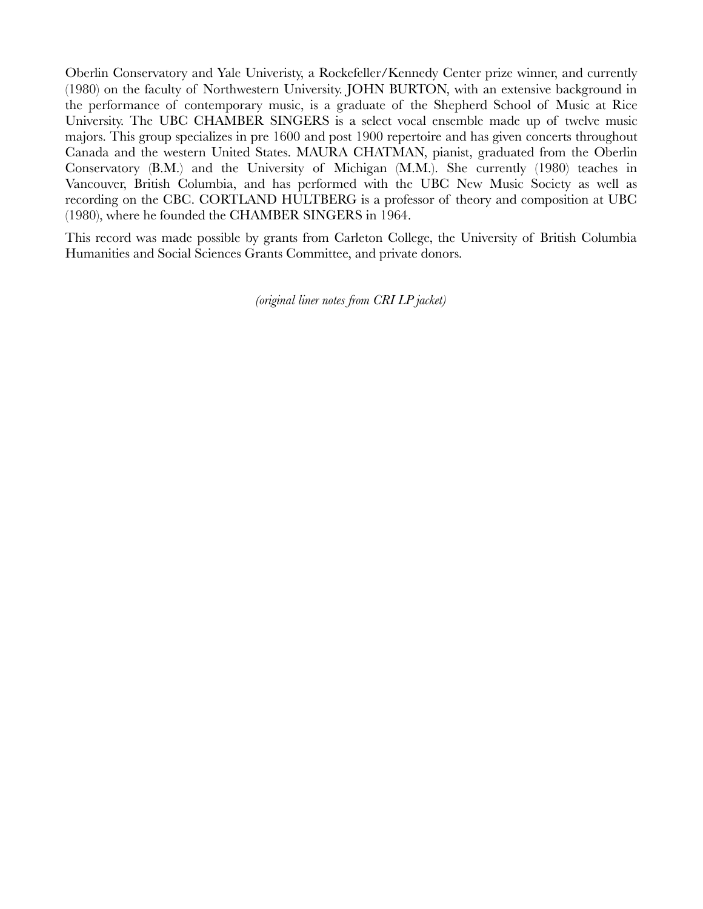Oberlin Conservatory and Yale Univeristy, a Rockefeller/Kennedy Center prize winner, and currently (1980) on the faculty of Northwestern University. JOHN BURTON, with an extensive background in the performance of contemporary music, is a graduate of the Shepherd School of Music at Rice University. The UBC CHAMBER SINGERS is a select vocal ensemble made up of twelve music majors. This group specializes in pre 1600 and post 1900 repertoire and has given concerts throughout Canada and the western United States. MAURA CHATMAN, pianist, graduated from the Oberlin Conservatory (B.M.) and the University of Michigan (M.M.). She currently (1980) teaches in Vancouver, British Columbia, and has performed with the UBC New Music Society as well as recording on the CBC. CORTLAND HULTBERG is a professor of theory and composition at UBC (1980), where he founded the CHAMBER SINGERS in 1964.

This record was made possible by grants from Carleton College, the University of British Columbia Humanities and Social Sciences Grants Committee, and private donors.

*(original liner notes from CRI LP jacket)*